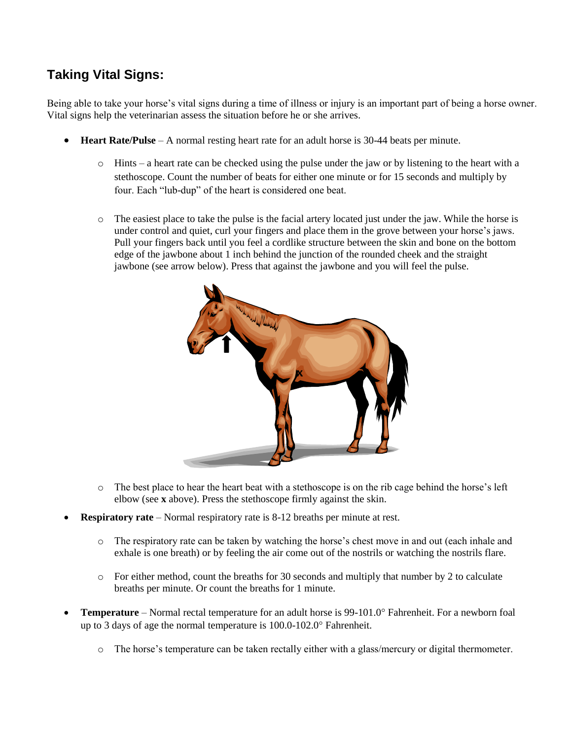## Taking Vital Signs:

Being able to take your horse's vital signs during a time of illness or injury is an important part of being a horse owner. Vital signs help the veterinarian assess the situation before he or she arrives.

- **Heart Rate/Pulse** – A normal resting heart rate for an adult horse is 30-44 beats per minute.
    - Hints – a heart rate can be checked using the pulse under the jaw or by listening to the heart with a stethoscope. Count the number of beats for either one minute or for 15 seconds and multiply by four. Each "lub-dup" of the heart is considered one beat.
    - The easiest place to take the pulse is the facial artery located just under the jaw. While the horse is under control and quiet, curl your fingers and place them in the grove between your horse's jaws. Pull your fingers back until you feel a cordlike structure between the skin and bone on the bottom edge of the jawbone about 1 inch behind the junction of the rounded cheek and the straight jawbone (see arrow below). Press that against the jawbone and you will feel the pulse.
    - The best place to hear the heart beat with a stethoscope is on the rib cage behind the horse's left elbow (see **x** above). Press the stethoscope firmly against the skin.
- **Respiratory rate** – Normal respiratory rate is 8-12 breaths per minute at rest.
    - The respiratory rate can be taken by watching the horse's chest move in and out (each inhale and exhale is one breath) or by feeling the air come out of the nostrils or watching the nostrils flare.
    - For either method, count the breaths for 30 seconds and multiply that number by 2 to calculate breaths per minute. Or count the breaths for 1 minute.
- **Temperature** – Normal rectal temperature for an adult horse is 99-101.0° Fahrenheit. For a newborn foal up to 3 days of age the normal temperature is 100.0-102.0° Fahrenheit.
    - The horse's temperature can be taken rectally either with a glass/mercury or digital thermometer.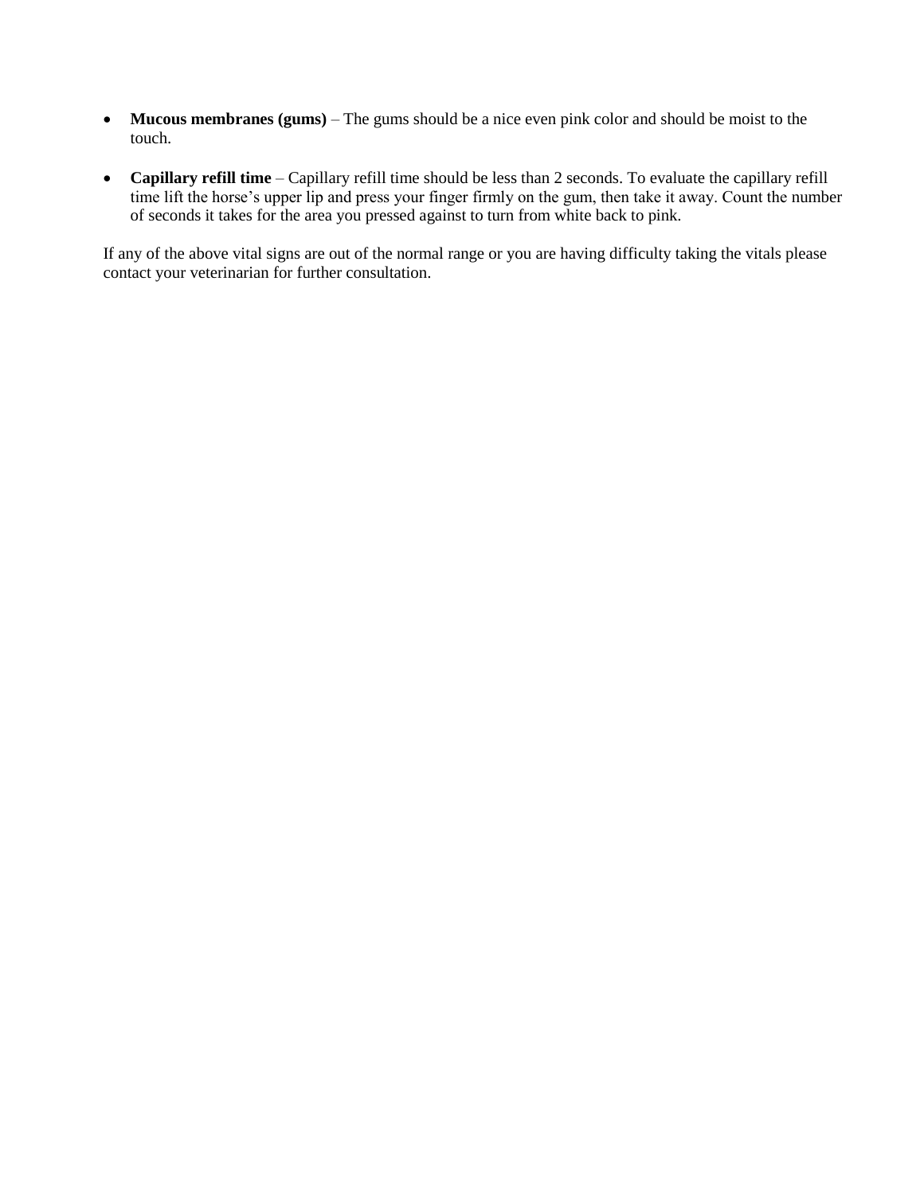- **Mucous membranes (gums)** – The gums should be a nice even pink color and should be moist to the touch.

- **Capillary refill time** – Capillary refill time should be less than 2 seconds. To evaluate the capillary refill time lift the horse's upper lip and press your finger firmly on the gum, then take it away. Count the number of seconds it takes for the area you pressed against to turn from white back to pink.

If any of the above vital signs are out of the normal range or you are having difficulty taking the vitals please contact your veterinarian for further consultation.